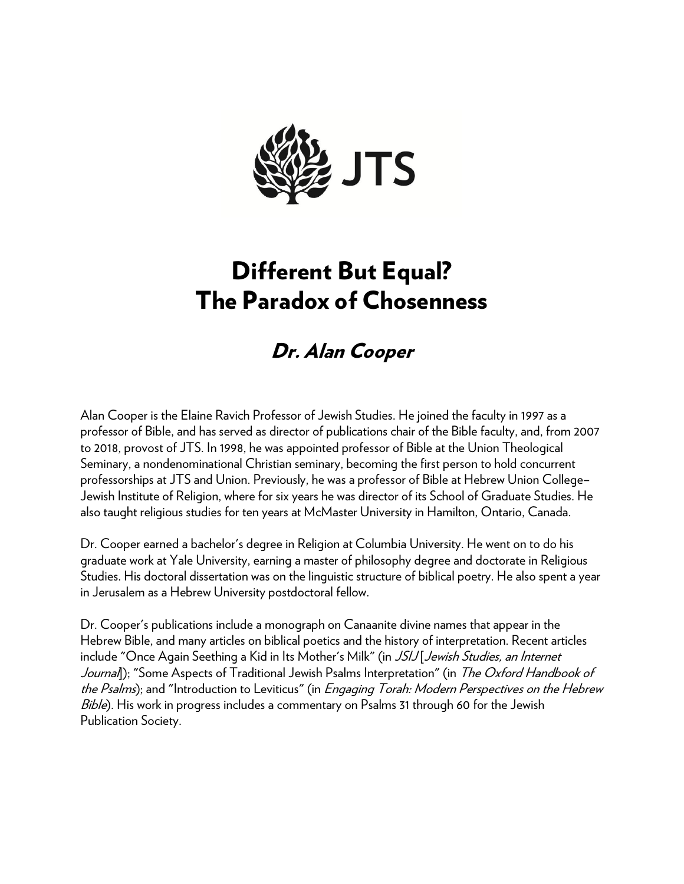JTS

# Different But Equal?
# The Paradox of Chosenness

## *Dr. Alan Cooper*

Alan Cooper is the Elaine Ravich Professor of Jewish Studies. He joined the faculty in 1997 as a professor of Bible, and has served as director of publications chair of the Bible faculty, and, from 2007 to 2018, provost of JTS. In 1998, he was appointed professor of Bible at the Union Theological Seminary, a nondenominational Christian seminary, becoming the first person to hold concurrent professorships at JTS and Union. Previously, he was a professor of Bible at Hebrew Union College–Jewish Institute of Religion, where for six years he was director of its School of Graduate Studies. He also taught religious studies for ten years at McMaster University in Hamilton, Ontario, Canada.

Dr. Cooper earned a bachelor's degree in Religion at Columbia University. He went on to do his graduate work at Yale University, earning a master of philosophy degree and doctorate in Religious Studies. His doctoral dissertation was on the linguistic structure of biblical poetry. He also spent a year in Jerusalem as a Hebrew University postdoctoral fellow.

Dr. Cooper's publications include a monograph on Canaanite divine names that appear in the Hebrew Bible, and many articles on biblical poetics and the history of interpretation. Recent articles include "Once Again Seething a Kid in Its Mother's Milk" (in *JSIJ* [*Jewish Studies, an Internet Journal*]); "Some Aspects of Traditional Jewish Psalms Interpretation" (in *The Oxford Handbook of the Psalms*); and "Introduction to Leviticus" (in *Engaging Torah: Modern Perspectives on the Hebrew Bible*). His work in progress includes a commentary on Psalms 31 through 60 for the Jewish Publication Society.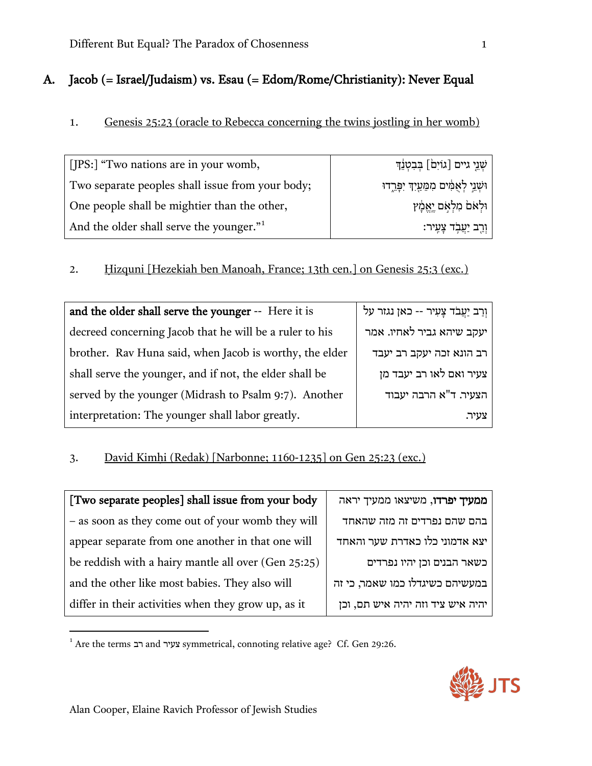## A. Jacob (= Israel/Judaism) vs. Esau (= Edom/Rome/Christianity): Never Equal

1. Genesis 25:23 (oracle to Rebecca concerning the twins jostling in her womb)

| | |
|---|---|
| [JPS:] "Two nations are in your womb, | שְׁנֵי גיים [גוֹיִם֙] בְּבִטְנֵ֔ךְ |
| Two separate peoples shall issue from your body; | וּשְׁנֵ֣י לְאֻמִּ֔ים מִמֵּעַ֖יִךְ יִפָּרֵ֑דוּ |
| One people shall be mightier than the other, | וּלְאֹם֙ מִלְאֹ֣ם יֶֽאֱמָ֔ץ |
| And the older shall serve the younger."[1] | וְרַ֖ב יַעֲבֹ֥ד צָעִֽיר׃ |

2. Ḥizquni [Hezekiah ben Manoah, France; 13th cen.] on Genesis 25:3 (exc.)

| | |
|---|---|
| **and the older shall serve the younger** -- Here it is decreed concerning Jacob that he will be a ruler to his brother. Rav Huna said, when Jacob is worthy, the elder shall serve the younger, and if not, the elder shall be served by the younger (Midrash to Psalm 9:7). Another interpretation: The younger shall labor greatly. | וְרַב יַעֲבֹד צָעִיר -- כאן נגזר על יעקב שיהא גביר לאחיו. אמר רב הונא זכה יעקב רב יעבד צעיר ואם לאו רב יעבד מן הצעיר. ד"א הרבה יעבוד צעיר. |

3. David Kimhi (Redak) [Narbonne; 1160-1235] on Gen 25:23 (exc.)

| | |
|---|---|
| **[Two separate peoples] shall issue from your body** – as soon as they come out of your womb they will appear separate from one another in that one will be reddish with a hairy mantle all over (Gen 25:25) and the other like most babies. They also will differ in their activities when they grow up, as it | **ממעיך יפרדו**, משיצאו ממעיך יראה בהם שהם נפרדים זה מזה שהאחד יצא אדמוני כלו כאדרת שער והאחד כשאר הבנים וכן יהיו נפרדים במעשיהם כשיגדלו כמו שאמר, כי זה יהיה איש ציד וזה יהיה איש תם, וכן |

[1] Are the terms רב and צעיר symmetrical, connoting relative age? Cf. Gen 29:26.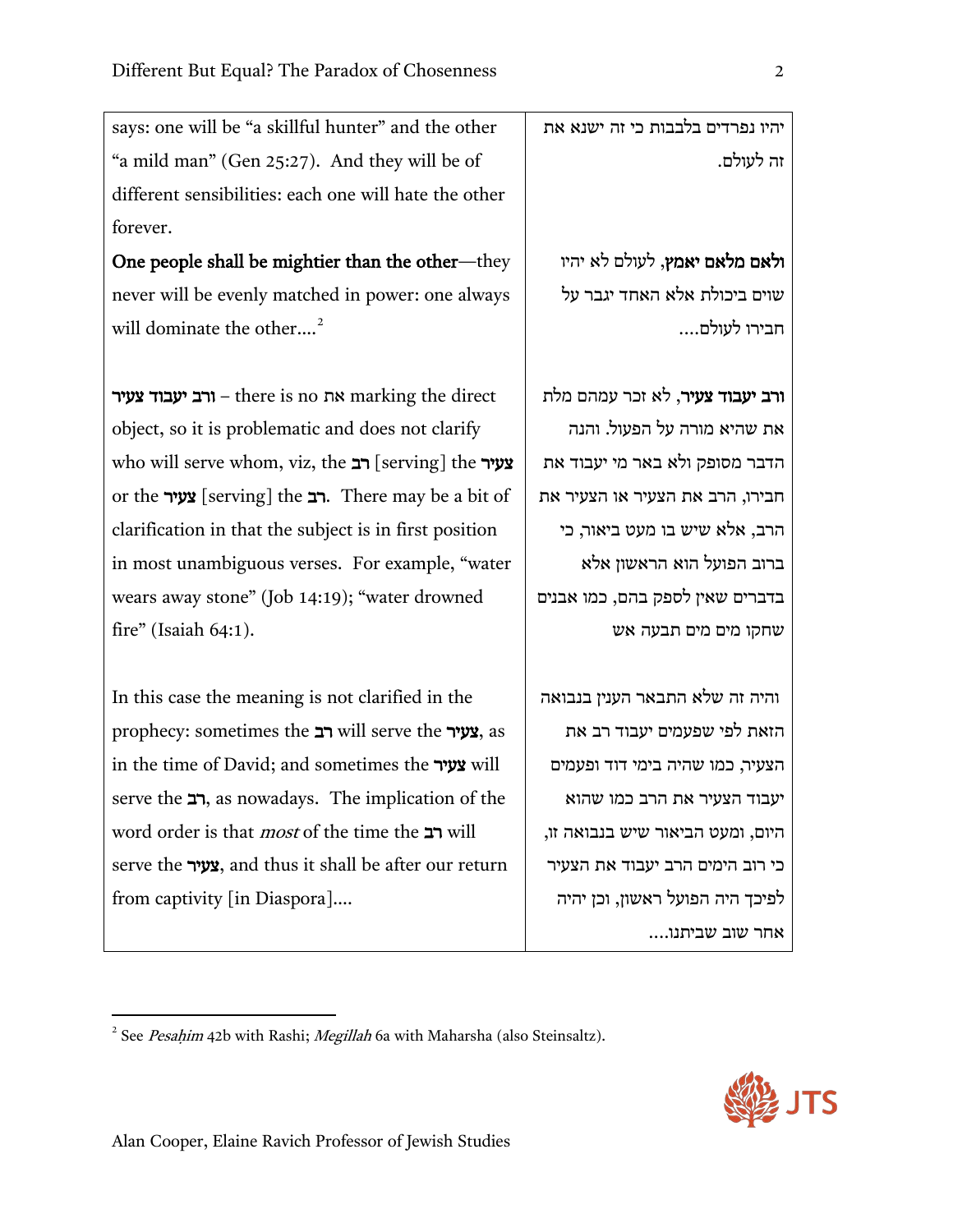| | |
|---|---|
| says: one will be "a skillful hunter" and the other "a mild man" (Gen 25:27). And they will be of different sensibilities: each one will hate the other forever. | יהיו נפרדים בלבבות כי זה ישנא את זה לעולם. |
| **One people shall be mightier than the other**—they never will be evenly matched in power: one always will dominate the other....[2] | **ולאם מלאם יאמץ**, לעולם לא יהיו שוים ביכולת אלא האחד יגבר על חבירו לעולם.... |
| **ורב יעבוד צעיר** – there is no את marking the direct object, so it is problematic and does not clarify who will serve whom, viz, the **רב** [serving] the **צעיר** or the **צעיר** [serving] the **רב**. There may be a bit of clarification in that the subject is in first position in most unambiguous verses. For example, "water wears away stone" (Job 14:19); "water drowned fire" (Isaiah 64:1). | **ורב יעבוד צעיר**, לא זכר עמהם מלת את שהיא מורה על הפעול. והנה הדבר מסופק ולא באר מי יעבוד את חבירו, הרב את הצעיר או הצעיר את הרב, אלא שיש בו מעט ביאור, כי ברוב הפועל הוא הראשון אלא בדברים שאין לספק בהם, כמו אבנים שחקו מים מים תבעה אש |
| In this case the meaning is not clarified in the prophecy: sometimes the **רב** will serve the **צעיר**, as in the time of David; and sometimes the **צעיר** will serve the **רב**, as nowadays. The implication of the word order is that *most* of the time the **רב** will serve the **צעיר**, and thus it shall be after our return from captivity [in Diaspora].... | והיה זה שלא התבאר הענין בנבואה הזאת לפי שפעמים יעבוד רב את הצעיר, כמו שהיה בימי דוד ופעמים יעבוד הצעיר את הרב כמו שהוא היום, ומעט הביאור שיש בנבואה זו, כי רוב הימים הרב יעבוד את הצעיר לפיכך היה הפועל ראשון, וכן יהיה אחר שוב שביתנו.... |

[2] See *Pesaḥim* 42b with Rashi; *Megillah* 6a with Maharsha (also Steinsaltz).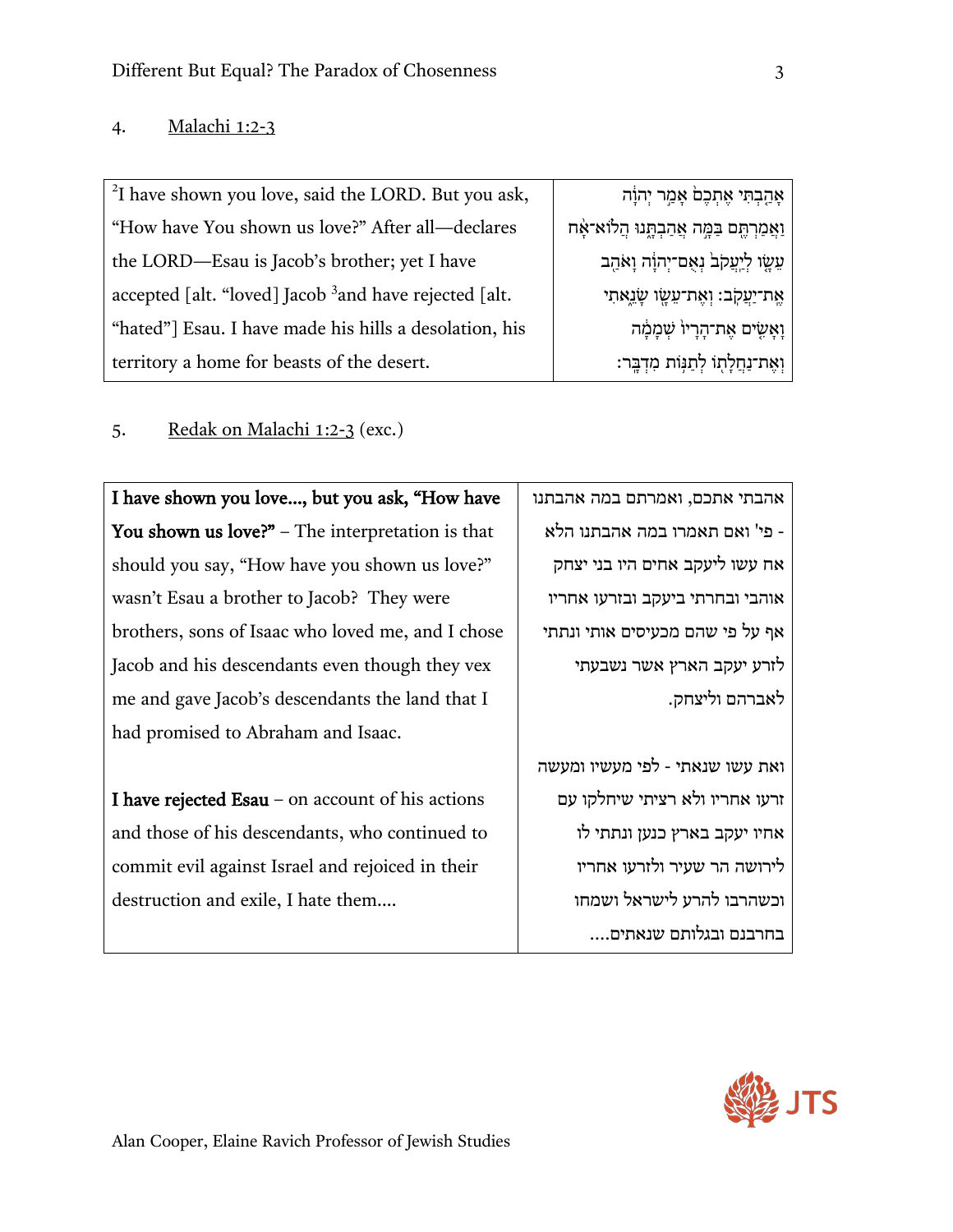4. Malachi 1:2-3

| | |
|---|---|
| [2]I have shown you love, said the LORD. But you ask, "How have You shown us love?" After all—declares the LORD—Esau is Jacob's brother; yet I have accepted [alt. "loved] Jacob [3]and have rejected [alt. "hated"] Esau. I have made his hills a desolation, his territory a home for beasts of the desert. | אָהַ֤בְתִּי אֶתְכֶם֙ אָמַ֣ר יְהוָ֔ה וַאֲמַרְתֶּ֖ם בַּמָּ֣ה אֲהַבְתָּ֑נוּ הֲלוֹא־אָ֨ח עֵשָׂ֤ו לְיַעֲקֹב֙ נְאֻם־יְהוָ֔ה וָאֹהַ֖ב אֶֽת־יַעֲקֹֽב׃ וְאֶת־עֵשָׂ֖ו שָׂנֵ֑אתִי וָאָשִׂ֤ים אֶת־הָרָיו֙ שְׁמָמָ֔ה וְאֶת־נַחֲלָת֖וֹ לְתַנּ֥וֹת מִדְבָּֽר׃ |

5. Redak on Malachi 1:2-3 (exc.)

| | |
|---|---|
| **I have shown you love..., but you ask, "How have You shown us love?"** – The interpretation is that should you say, "How have you shown us love?" wasn't Esau a brother to Jacob? They were brothers, sons of Isaac who loved me, and I chose Jacob and his descendants even though they vex me and gave Jacob's descendants the land that I had promised to Abraham and Isaac.<br><br>**I have rejected Esau** – on account of his actions and those of his descendants, who continued to commit evil against Israel and rejoiced in their destruction and exile, I hate them.... | אהבתי אתכם, ואמרתם במה אהבתנו - פי' ואם תאמרו במה אהבתנו הלא את עשו ליעקב אחים היו בני יצחק אוהבי ובחרתי ביעקב ובזרעו אחריו אף על פי שהם מכעיסים אותי ונתתי לזרע יעקב הארץ אשר נשבעתי לאברהם וליצחק.<br><br>ואת עשו שנאתי - לפי מעשיו ומעשה זרעו אחריו ולא רציתי שיחלקו עם אחיו יעקב בארץ כנען ונתתי לו לירושה הר שעיר ולזרעו אחריו וכשהרבו להרע לישראל ושמחו בחרבנם ובגלותם שנאתים.... |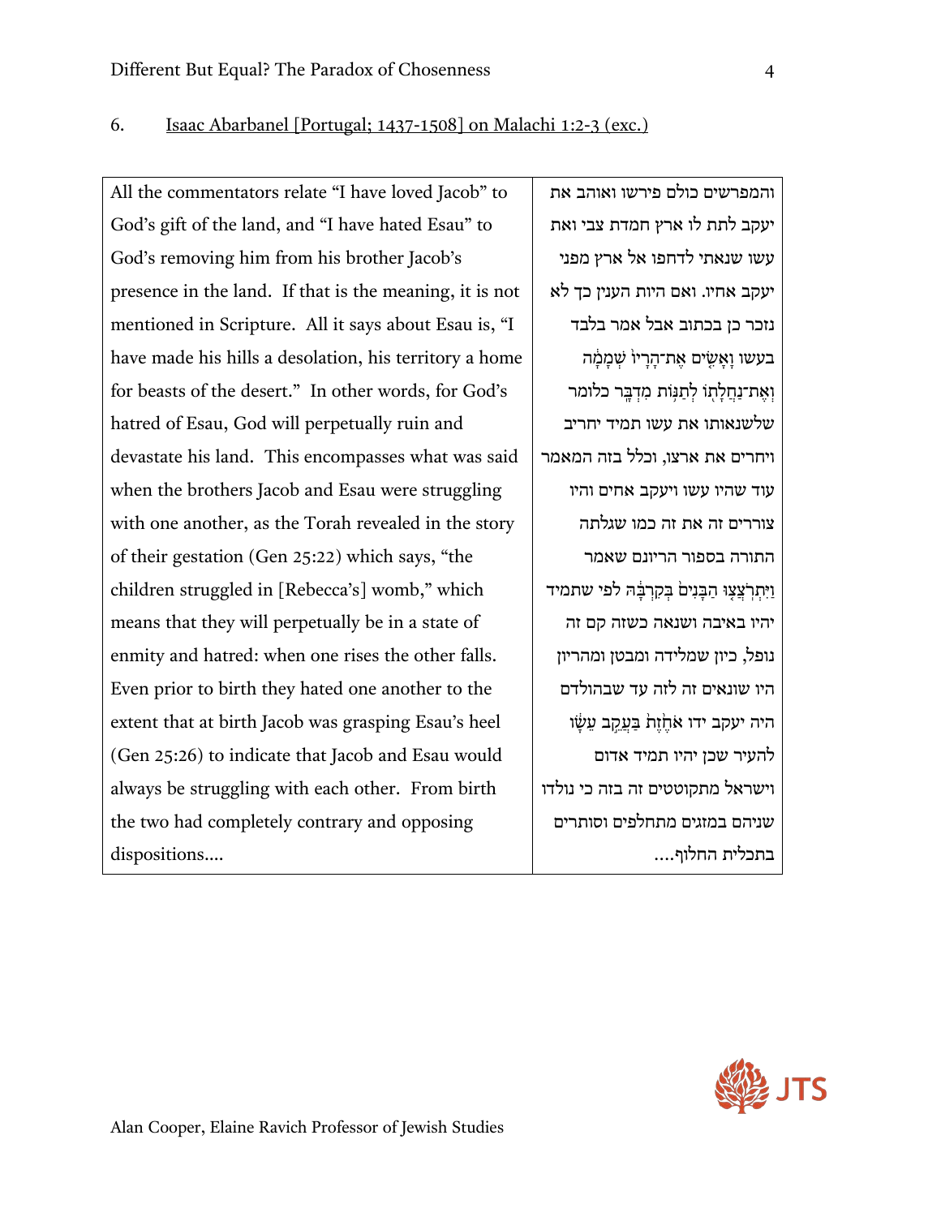6. Isaac Abarbanel [Portugal; 1437-1508] on Malachi 1:2-3 (exc.)

| | |
|---|---|
| All the commentators relate "I have loved Jacob" to God's gift of the land, and "I have hated Esau" to God's removing him from his brother Jacob's presence in the land. If that is the meaning, it is not mentioned in Scripture. All it says about Esau is, "I have made his hills a desolation, his territory a home for beasts of the desert." In other words, for God's hatred of Esau, God will perpetually ruin and devastate his land. This encompasses what was said when the brothers Jacob and Esau were struggling with one another, as the Torah revealed in the story of their gestation (Gen 25:22) which says, "the children struggled in [Rebecca's] womb," which means that they will perpetually be in a state of enmity and hatred: when one rises the other falls. Even prior to birth they hated one another to the extent that at birth Jacob was grasping Esau's heel (Gen 25:26) to indicate that Jacob and Esau would always be struggling with each other. From birth the two had completely contrary and opposing dispositions.... | והמפרשים כולם פירשו ואוהב את יעקב לתת לו ארץ חמדת צבי ואת עשו שנאתי לדחפו אל ארץ מפני יעקב אחיו. ואם היות הענין כך לא נזכר כן בכתוב אבל אמר בלבד בעשו וָאָשִׂים אֶת־הָרָיו שְׁמָמָה וְאֶת־נַחֲלָתוֹ לְתַנּוֹת מִדְבָּר כלומר שלשנאותו את עשו תמיד יחריב ויחרים את ארצו, וכלל בזה המאמר עוד שהיו עשו ויעקב אחים והיו צוררים זה את זה כמו שגלתה התורה בספור הריונם שאמר וַיִּתְרֹצְצוּ הַבָּנִים בְּקִרְבָּהּ לפי שתמיד יהיו באיבה ושנאה כשזה קם זה נופל, כיון שמלידה ומבטן ומהריון היו שונאים זה לזה עד שבהולדם היה יעקב ידו אֹחֶזֶת בַּעֲקֵב עֵשָׂו להעיר שכן יהיו תמיד אדום וישראל מתקוטטים זה בזה כי נולדו שניהם במזגים מתחלפים וסותרים בתכלית החלוף.... |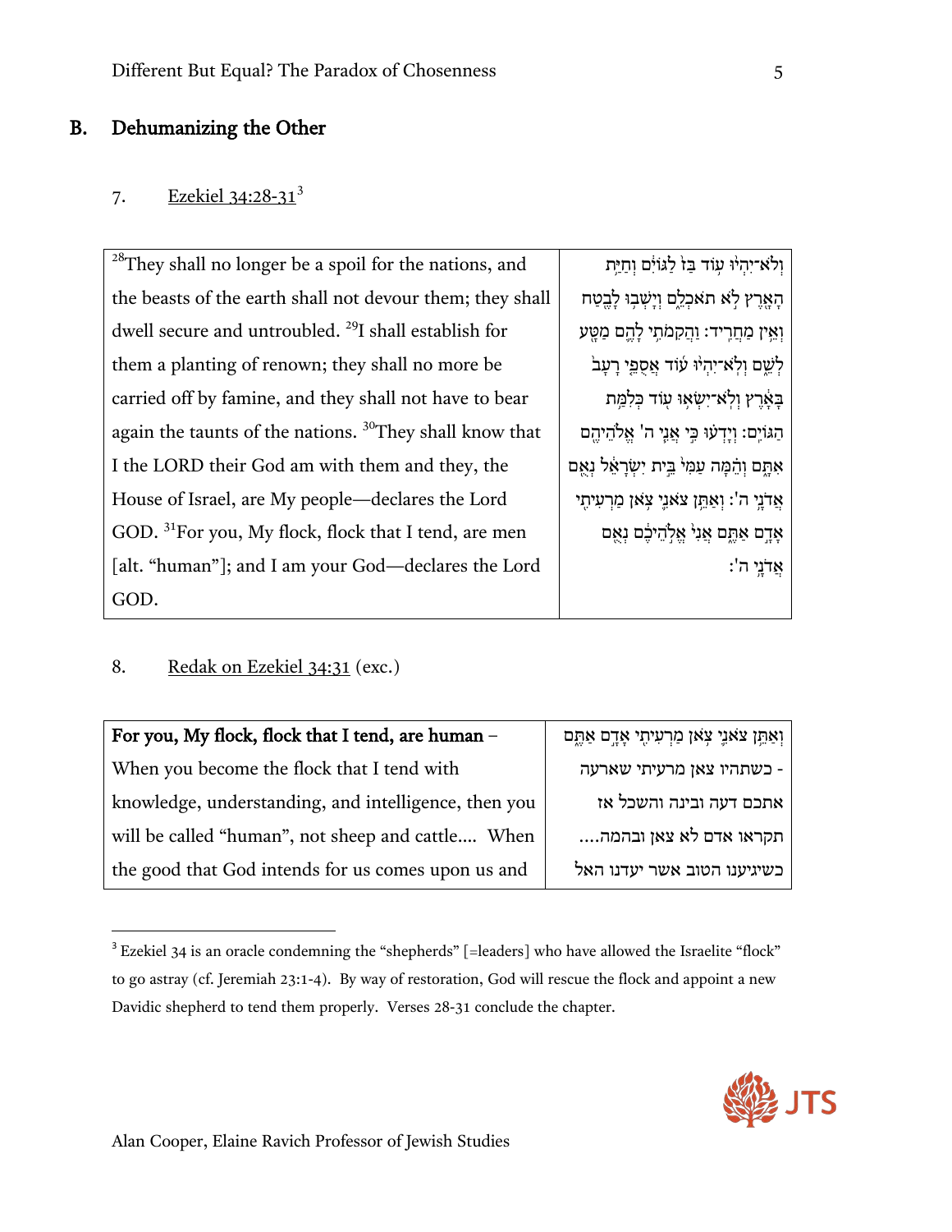## B. Dehumanizing the Other

7. Ezekiel 34:28-31[3]

| English | Hebrew |
|---|---|
| [28]They shall no longer be a spoil for the nations, and the beasts of the earth shall not devour them; they shall dwell secure and untroubled. [29]I shall establish for them a planting of renown; they shall no more be carried off by famine, and they shall not have to bear again the taunts of the nations. [30]They shall know that I the LORD their God am with them and they, the House of Israel, are My people—declares the Lord GOD. [31]For you, My flock, flock that I tend, are men [alt. "human"]; and I am your God—declares the Lord GOD. | וְלֹא־יִהְיוּ עוֹד בַּז לַגּוֹיִם וְחַיַּת הָאָרֶץ לֹא תֹאכְלֵם וְיָשְׁבוּ לָבֶטַח וְאֵין מַחֲרִיד׃ וַהֲקִמֹתִי לָהֶם מַטָּע לְשֵׁם וְלֹא־יִהְיוּ עוֹד אֲסֻפֵי רָעָב בָּאָרֶץ וְלֹא־יִשְׂאוּ עוֹד כְּלִמַּת הַגּוֹיִם׃ וְיָדְעוּ כִּי אֲנִי ה' אֱלֹהֵיהֶם אִתָּם וְהֵמָּה עַמִּי בֵּית יִשְׂרָאֵל נְאֻם אֲדֹנָי ה'׃ וְאַתֵּן צֹאנִי צֹאן מַרְעִיתִי אָדָם אַתֶּם אֲנִי אֱלֹהֵיכֶם נְאֻם אֲדֹנָי ה'׃ |

8. Redak on Ezekiel 34:31 (exc.)

| English | Hebrew |
|---|---|
| **For you, My flock, flock that I tend, are human** – When you become the flock that I tend with knowledge, understanding, and intelligence, then you will be called "human", not sheep and cattle.... When the good that God intends for us comes upon us and | וְאַתֵּן צֹאנִי צֹאן מַרְעִיתִי אָדָם אַתֶּם - כשתהיו צאן מרעיתי שארעה אתכם דעה ובינה והשכל אז תקראו אדם לא צאן ובהמה.... כשיגיענו הטוב אשר יעדנו האל |

[3] Ezekiel 34 is an oracle condemning the "shepherds" [=leaders] who have allowed the Israelite "flock" to go astray (cf. Jeremiah 23:1-4). By way of restoration, God will rescue the flock and appoint a new Davidic shepherd to tend them properly. Verses 28-31 conclude the chapter.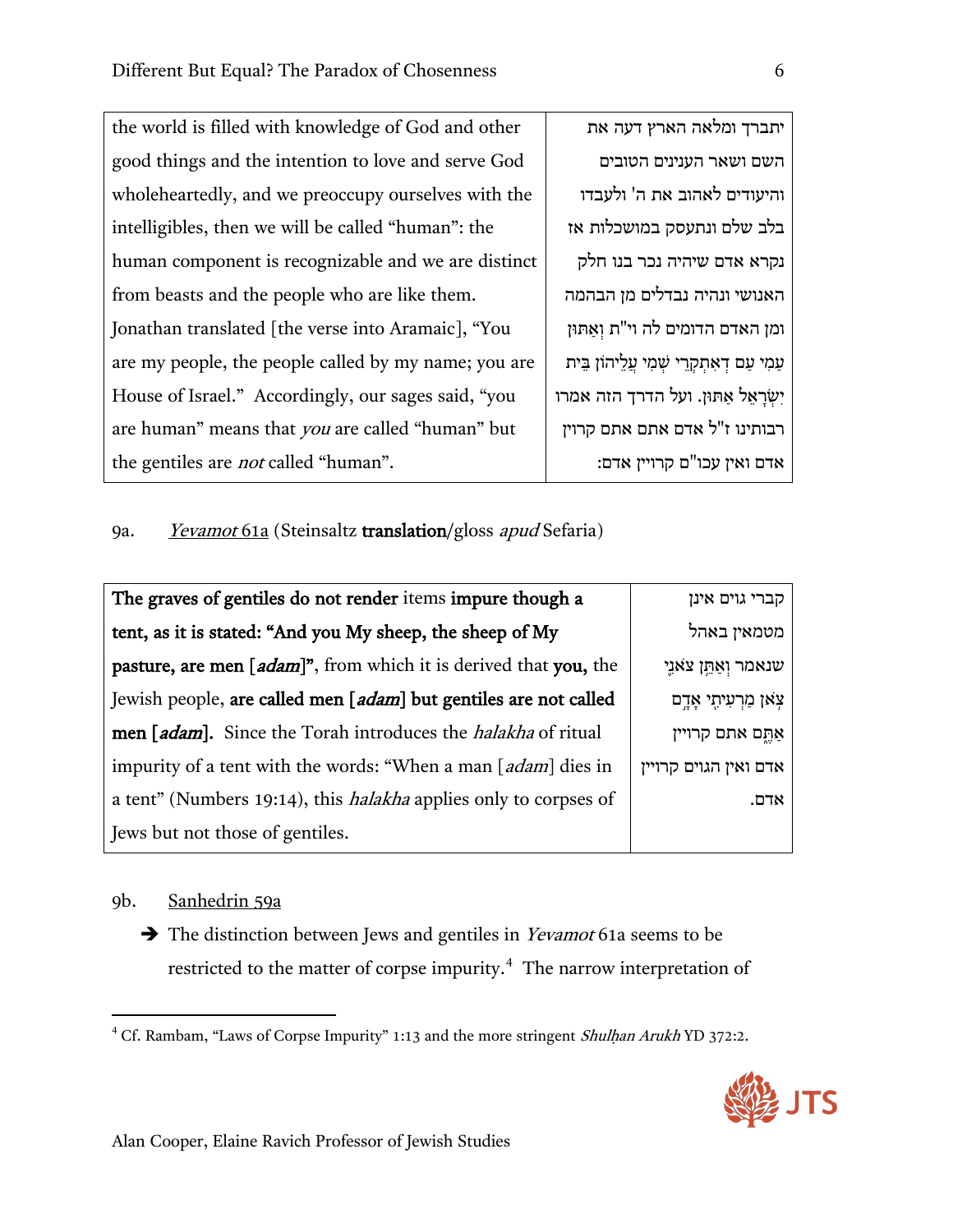| the world is filled with knowledge of God and other good things and the intention to love and serve God wholeheartedly, and we preoccupy ourselves with the intelligibles, then we will be called "human": the human component is recognizable and we are distinct from beasts and the people who are like them. Jonathan translated [the verse into Aramaic], "You are my people, the people called by my name; you are House of Israel." Accordingly, our sages said, "you are human" means that *you* are called "human" but the gentiles are *not* called "human". | יתברך ומלאה הארץ דעה את השם ושאר הענינים הטובים והיעודים לאהוב את ה' ולעבדו בלב שלם ונתעסק במושכלות אז נקרא אדם שיהיה נכר בנו חלק האנושי ונהיה נבדלים מן הבהמה ומן האדם הדומים לה וי"ת וְאַתּוּן עַמִּי עַם דְאִתְקְרֵי שְׁמִי עֲלֵיהוֹן בֵּית יִשְׂרָאֵל אַתּוּן. ועל הדרך הזה אמרו רבותינו ז"ל אדם אתם אתם קרוין אדם ואין עכו"ם קרויין אדם: |
|---|---|

9a. *Yevamot* 61a (Steinsaltz **translation**/gloss *apud* Sefaria)

| **The graves of gentiles do not render** items **impure though a tent, as it is stated: "And you My sheep, the sheep of My pasture, are men [*adam*]"**, from which it is derived that **you,** the Jewish people, **are called men [*adam*] but gentiles are not called men [*adam*].** Since the Torah introduces the *halakha* of ritual impurity of a tent with the words: "When a man [*adam*] dies in a tent" (Numbers 19:14), this *halakha* applies only to corpses of Jews but not those of gentiles. | קברי גוים אינן מטמאין באהל שנאמר וְאַתֵּן צֹאנִי צֹאן מַרְעִיתִי אָדָם אַתֶּם אתם קרויין אדם ואין הגוים קרויין אדם. |
|---|---|

9b. Sanhedrin 59a

➔ The distinction between Jews and gentiles in *Yevamot* 61a seems to be restricted to the matter of corpse impurity.[4] The narrow interpretation of

[4] Cf. Rambam, "Laws of Corpse Impurity" 1:13 and the more stringent *Shulḥan Arukh* YD 372:2.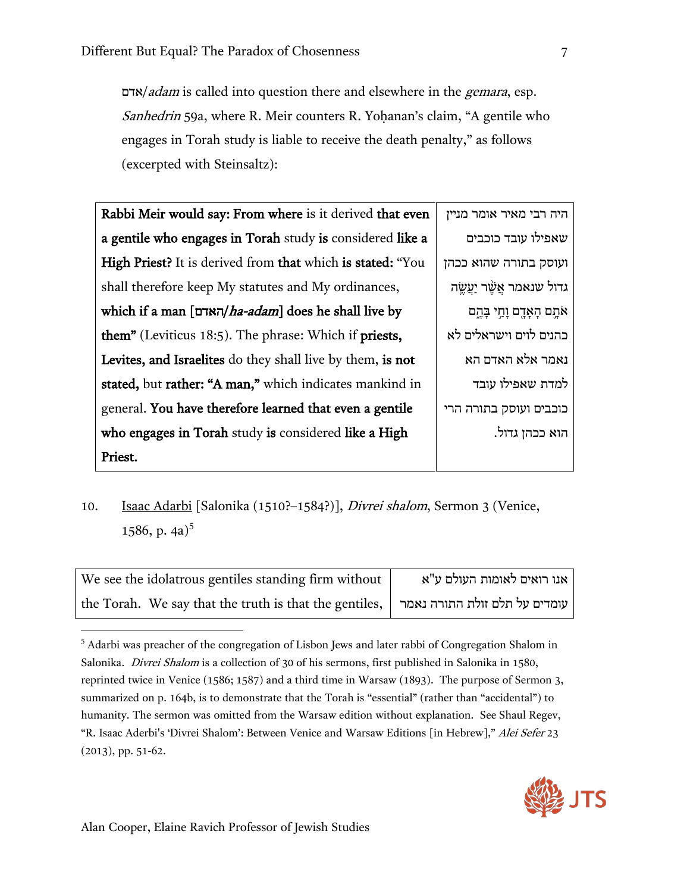אדם/*adam* is called into question there and elsewhere in the *gemara*, esp. *Sanhedrin* 59a, where R. Meir counters R. Yoḥanan's claim, "A gentile who engages in Torah study is liable to receive the death penalty," as follows (excerpted with Steinsaltz):

| | |
|---|---|
| **Rabbi Meir would say: From where** is it derived **that even a gentile who engages in Torah** study **is** considered **like a High Priest?** It is derived from **that** which **is stated:** "You shall therefore keep My statutes and My ordinances, **which if a man [האדם/*ha-adam*] does he shall live by them"** (Leviticus 18:5). The phrase: Which if **priests, Levites, and Israelites** do they shall live by them, **is not stated,** but **rather: "A man,"** which indicates mankind in general. **You have therefore learned that even a gentile who engages in Torah** study **is** considered **like a High Priest.** | היה רבי מאיר אומר מניין שאפילו עובד כוכבים ועוסק בתורה שהוא ככהן גדול שנאמר אֲשֶׁר יַעֲשֶׂה אֹתָם הָאָדָם וָחַי בָּהֶם כהנים לוים וישראלים לא נאמר אלא האדם הא למדת שאפילו עובד כוכבים ועוסק בתורה הרי הוא ככהן גדול. |

10. Isaac Adarbi [Salonika (1510?–1584?)], *Divrei shalom*, Sermon 3 (Venice, 1586, p. 4a)[5]

| | |
|---|---|
| We see the idolatrous gentiles standing firm without the Torah. We say that the truth is that the gentiles, | אנו רואים לאומות העולם ע"א עומדים על תלם זולת התורה נאמר |

[5] Adarbi was preacher of the congregation of Lisbon Jews and later rabbi of Congregation Shalom in Salonika. *Divrei Shalom* is a collection of 30 of his sermons, first published in Salonika in 1580, reprinted twice in Venice (1586; 1587) and a third time in Warsaw (1893). The purpose of Sermon 3, summarized on p. 164b, is to demonstrate that the Torah is "essential" (rather than "accidental") to humanity. The sermon was omitted from the Warsaw edition without explanation. See Shaul Regev, "R. Isaac Aderbi's 'Divrei Shalom': Between Venice and Warsaw Editions [in Hebrew]," *Alei Sefer* 23 (2013), pp. 51-62.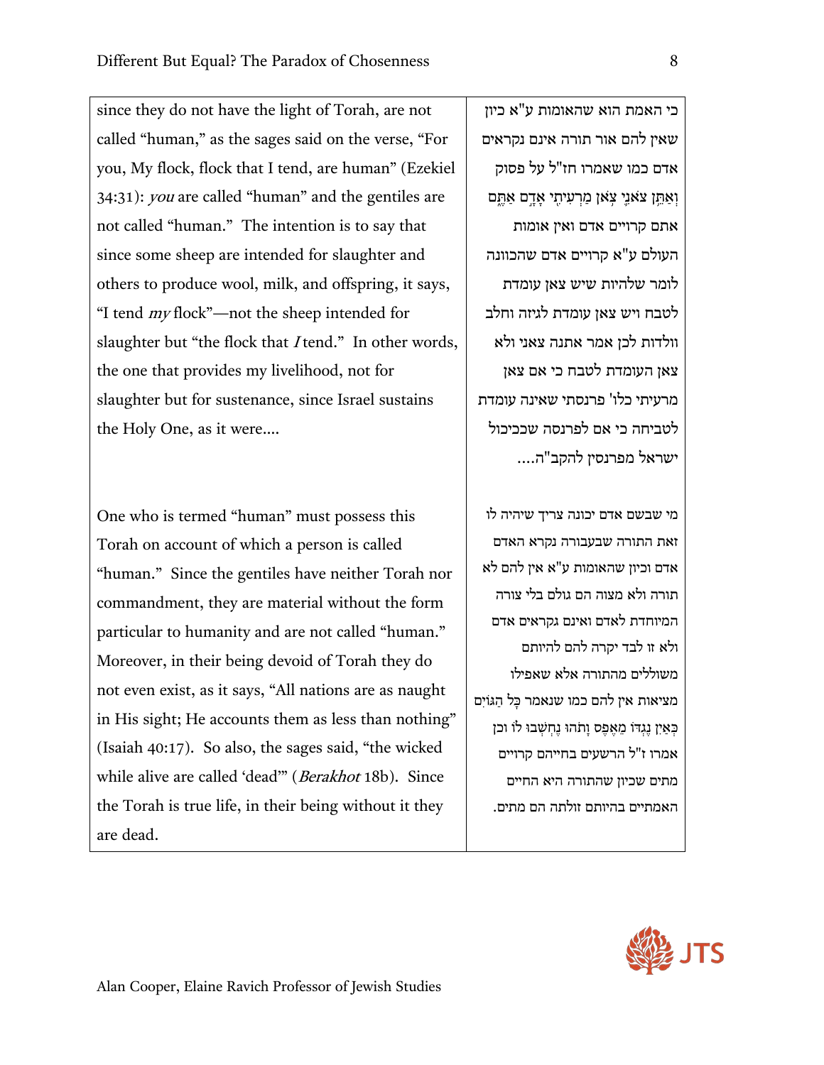| | |
|---|---|
| since they do not have the light of Torah, are not called "human," as the sages said on the verse, "For you, My flock, flock that I tend, are human" (Ezekiel 34:31): *you* are called "human" and the gentiles are not called "human." The intention is to say that since some sheep are intended for slaughter and others to produce wool, milk, and offspring, it says, "I tend *my* flock"—not the sheep intended for slaughter but "the flock that *I* tend." In other words, the one that provides my livelihood, not for slaughter but for sustenance, since Israel sustains the Holy One, as it were.... | כי האמת הוא שהאומות ע"א כיון שאין להם אור תורה אינם נקראים אדם כמו שאמרו חז"ל על פסוק וְאַתֵּן צֹאנִי צֹאן מַרְעִיתִי אָדָם אַתֶּם אתם קרויים אדם ואין אומות העולם ע"א קרויים אדם שהכוונה לומר שלהיות שיש צאן עומדת לטבח ויש צאן עומדת לגיזה וחלב וולדות לכן אמר אתנה צאני ולא צאן העומדת לטבח כי אם צאן מרעיתי כלו' פרנסתי שאינה עומדת לטביחה כי אם לפרנסה שכביכול ישראל מפרנסין להקב"ה.... |
| One who is termed "human" must possess this Torah on account of which a person is called "human." Since the gentiles have neither Torah nor commandment, they are material without the form particular to humanity and are not called "human." Moreover, in their being devoid of Torah they do not even exist, as it says, "All nations are as naught in His sight; He accounts them as less than nothing" (Isaiah 40:17). So also, the sages said, "the wicked while alive are called 'dead'" (*Berakhot* 18b). Since the Torah is true life, in their being without it they are dead. | מי שבשם אדם יכונה צריך שיהיה לו זאת התורה שבעבורה נקרא האדם אדם וכיון שהאומות ע"א אין להם לא תורה ולא מצוה הם גולם בלי צורה המיוחדת לאדם ואינם נקראים אדם ולא זו לבד יקרה להם להיותם משוללים מהתורה אלא שאפילו מציאות אין להם כמו שנאמר כָּל הַגּוֹיִם כְּאַיִן נֶגְדּוֹ מֵאֶפֶס וָתֹהוּ נֶחְשְׁבוּ לוֹ וכן אמרו ז"ל הרשעים בחייהם קרויים מתים שכיון שהתורה היא החיים האמתיים בהיותם זולתה הם מתים. |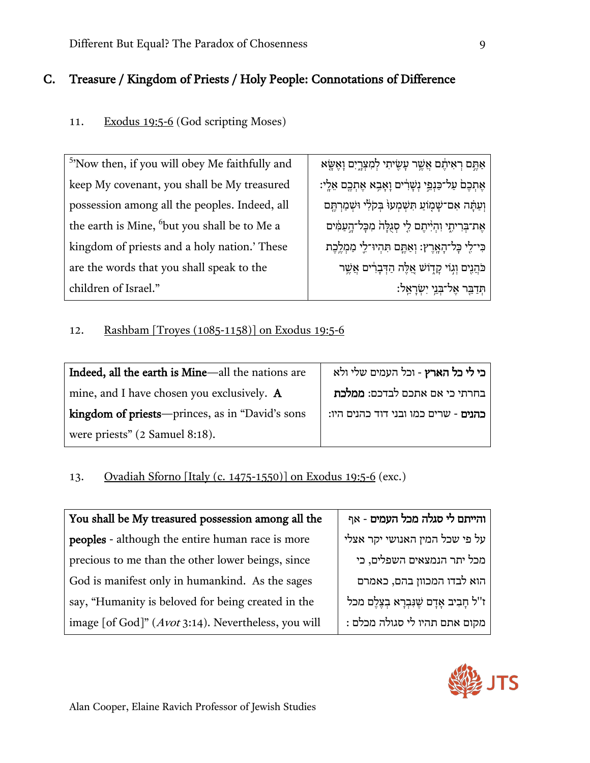## C. Treasure / Kingdom of Priests / Holy People: Connotations of Difference

11. Exodus 19:5-6 (God scripting Moses)

| English | Hebrew |
|---|---|
| [5]"Now then, if you will obey Me faithfully and keep My covenant, you shall be My treasured possession among all the peoples. Indeed, all the earth is Mine, [6]but you shall be to Me a kingdom of priests and a holy nation.' These are the words that you shall speak to the children of Israel." | אַתֶּ֣ם רְאִיתֶ֔ם אֲשֶׁ֥ר עָשִׂ֖יתִי לְמִצְרָ֑יִם וָאֶשָּׂ֤א אֶתְכֶם֙ עַל־כַּנְפֵ֣י נְשָׁרִ֔ים וָאָבִ֥א אֶתְכֶ֖ם אֵלָֽי׃ וְעַתָּ֗ה אִם־שָׁמ֤וֹעַ תִּשְׁמְעוּ֙ בְּקֹלִ֔י וּשְׁמַרְתֶּ֖ם אֶת־בְּרִיתִ֑י וִהְיִ֨יתֶם לִ֤י סְגֻלָּה֙ מִכָּל־הָ֣עַמִּ֔ים כִּי־לִ֖י כָּל־הָאָֽרֶץ׃ וְאַתֶּ֧ם תִּהְיוּ־לִ֛י מַמְלֶ֥כֶת כֹּהֲנִ֖ים וְג֣וֹי קָד֑וֹשׁ אֵ֚לֶּה הַדְּבָרִ֔ים אֲשֶׁ֥ר תְּדַבֵּ֖ר אֶל־בְּנֵ֥י יִשְׂרָאֵֽל׃ |

12. Rashbam [Troyes (1085-1158)] on Exodus 19:5-6

| English | Hebrew |
|---|---|
| **Indeed, all the earth is Mine**—all the nations are mine, and I have chosen you exclusively. **A kingdom of priests**—princes, as in "David's sons were priests" (2 Samuel 8:18). | **כי לי כל הארץ** - וכל העמים שלי ולא בחרתי כי אם אתכם לבדכם: **ממלכת כהנים** - שרים כמו ובני דוד כהנים היו: |

13. Ovadiah Sforno [Italy (c. 1475-1550)] on Exodus 19:5-6 (exc.)

| English | Hebrew |
|---|---|
| **You shall be My treasured possession among all the peoples** - although the entire human race is more precious to me than the other lower beings, since God is manifest only in humankind. As the sages say, "Humanity is beloved for being created in the image [of God]" (*Avot* 3:14). Nevertheless, you will | **והייתם לי סגלה מכל העמים** - אף על פי שכל המין האנושי יקר אצלי מכל יתר הנמצאים השפלים, כי הוא לבדו המכוון בהם, כאמרם ז"ל חָבִיב אָדָם שֶׁנִּבְרָא בְצֶלֶם מכל מקום אתם תהיו לי סגולה מכלם : |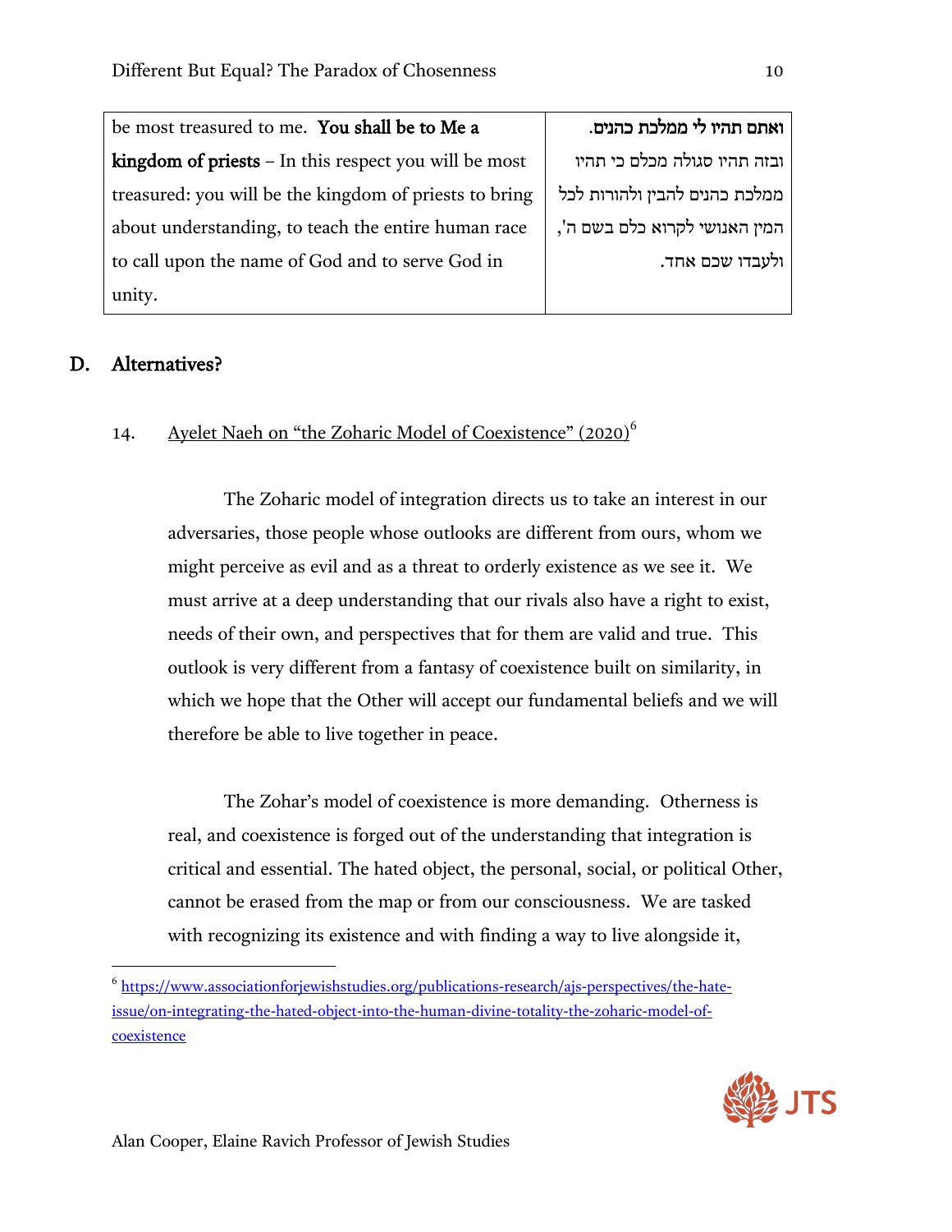| be most treasured to me. **You shall be to Me a kingdom of priests** – In this respect you will be most treasured: you will be the kingdom of priests to bring about understanding, to teach the entire human race to call upon the name of God and to serve God in unity. | **ואתם תהיו לי ממלכת כהנים.** ובזה תהיו סגולה מכלם כי תהיו ממלכת כהנים להבין ולהורות לכל המין האנושי לקרוא כלם בשם ה', ולעבדו שכם אחד. |
|---|---|

## D. Alternatives?

14. Ayelet Naeh on "the Zoharic Model of Coexistence" (2020)[6]

The Zoharic model of integration directs us to take an interest in our adversaries, those people whose outlooks are different from ours, whom we might perceive as evil and as a threat to orderly existence as we see it. We must arrive at a deep understanding that our rivals also have a right to exist, needs of their own, and perspectives that for them are valid and true. This outlook is very different from a fantasy of coexistence built on similarity, in which we hope that the Other will accept our fundamental beliefs and we will therefore be able to live together in peace.

The Zohar's model of coexistence is more demanding. Otherness is real, and coexistence is forged out of the understanding that integration is critical and essential. The hated object, the personal, social, or political Other, cannot be erased from the map or from our consciousness. We are tasked with recognizing its existence and with finding a way to live alongside it,

---

[6] https://www.associationforjewishstudies.org/publications-research/ajs-perspectives/the-hate-issue/on-integrating-the-hated-object-into-the-human-divine-totality-the-zoharic-model-of-coexistence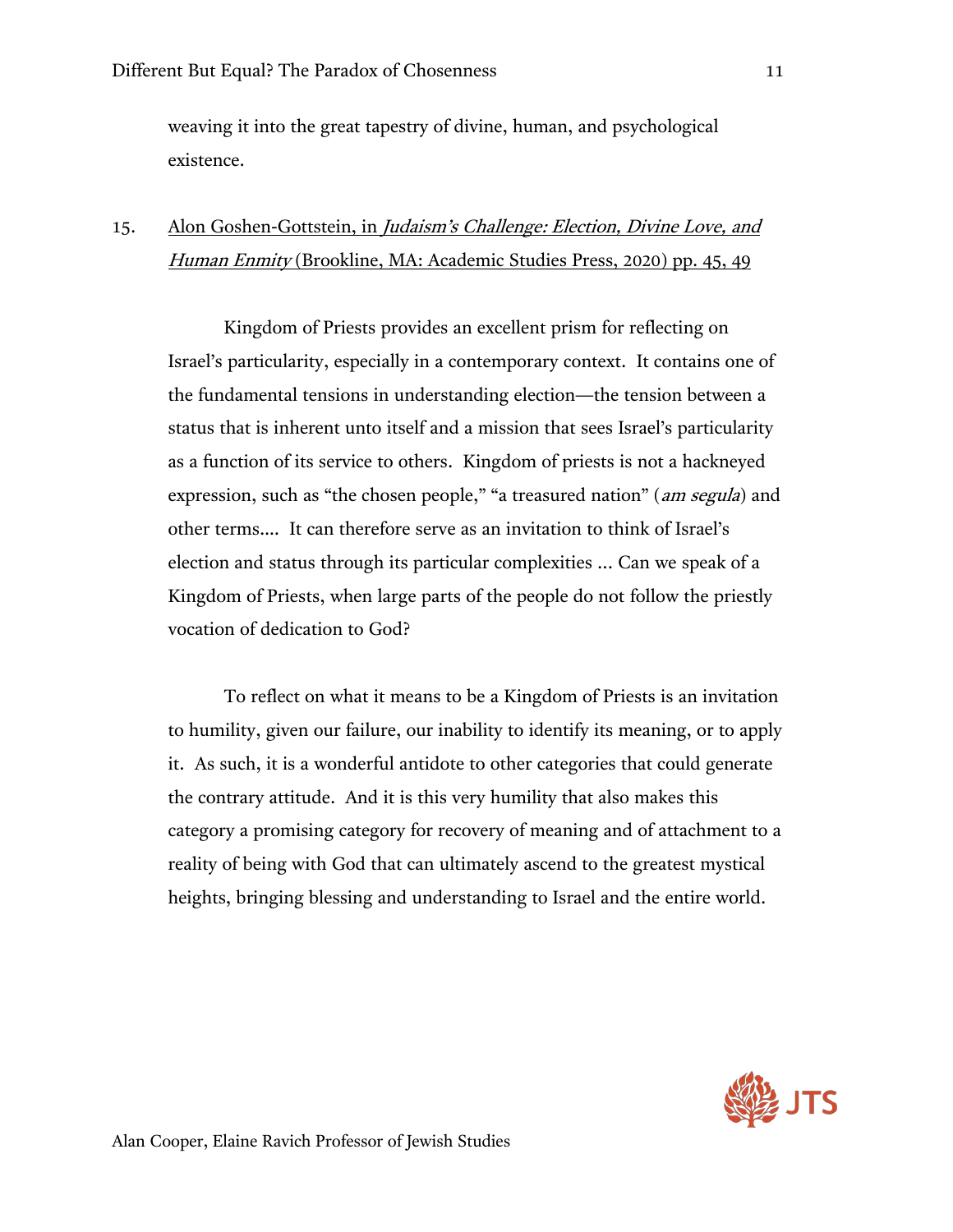weaving it into the great tapestry of divine, human, and psychological existence.

15. Alon Goshen-Gottstein, in *Judaism's Challenge: Election, Divine Love, and Human Enmity* (Brookline, MA: Academic Studies Press, 2020) pp. 45, 49

Kingdom of Priests provides an excellent prism for reflecting on Israel's particularity, especially in a contemporary context. It contains one of the fundamental tensions in understanding election—the tension between a status that is inherent unto itself and a mission that sees Israel's particularity as a function of its service to others. Kingdom of priests is not a hackneyed expression, such as "the chosen people," "a treasured nation" (*am segula*) and other terms.... It can therefore serve as an invitation to think of Israel's election and status through its particular complexities ... Can we speak of a Kingdom of Priests, when large parts of the people do not follow the priestly vocation of dedication to God?

To reflect on what it means to be a Kingdom of Priests is an invitation to humility, given our failure, our inability to identify its meaning, or to apply it. As such, it is a wonderful antidote to other categories that could generate the contrary attitude. And it is this very humility that also makes this category a promising category for recovery of meaning and of attachment to a reality of being with God that can ultimately ascend to the greatest mystical heights, bringing blessing and understanding to Israel and the entire world.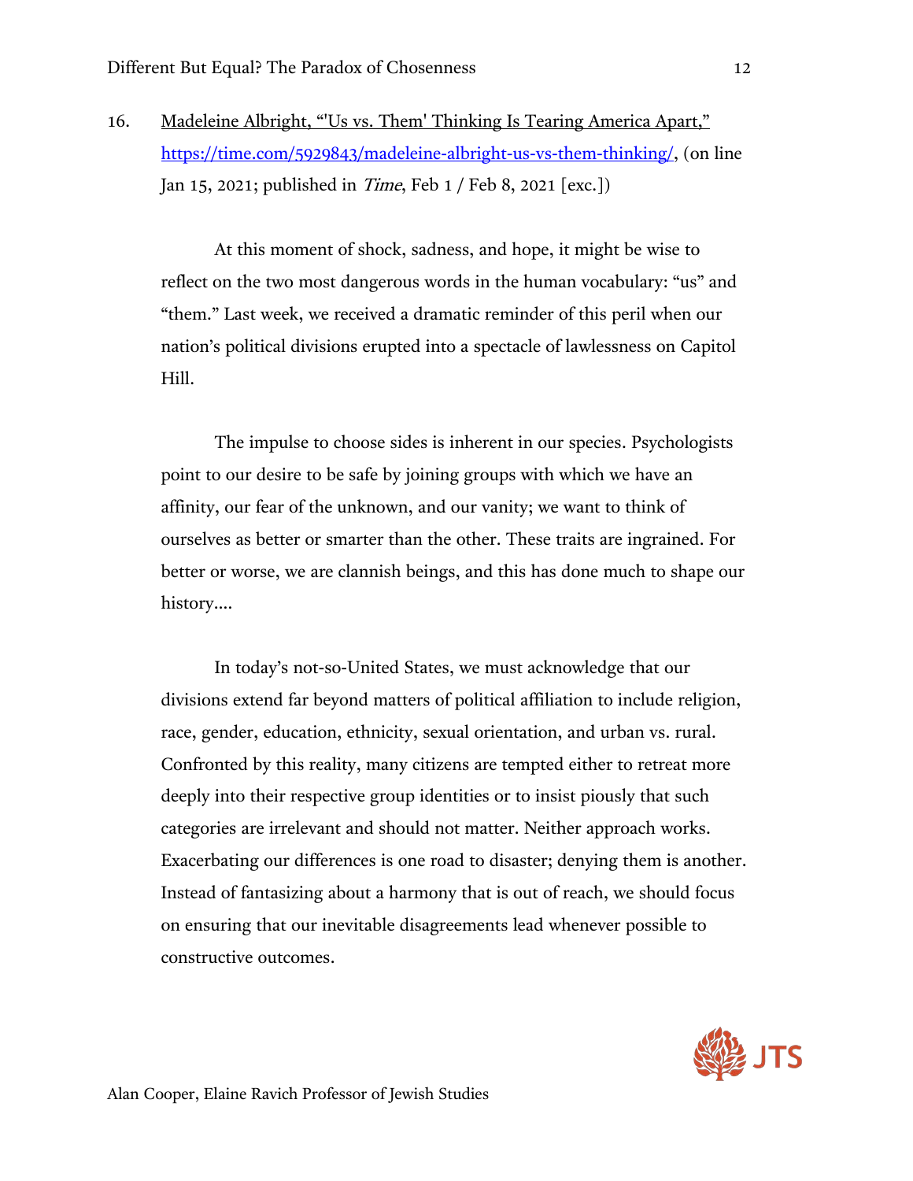16. Madeleine Albright, "'Us vs. Them' Thinking Is Tearing America Apart," https://time.com/5929843/madeleine-albright-us-vs-them-thinking/, (on line Jan 15, 2021; published in *Time*, Feb 1 / Feb 8, 2021 [exc.])

At this moment of shock, sadness, and hope, it might be wise to reflect on the two most dangerous words in the human vocabulary: "us" and "them." Last week, we received a dramatic reminder of this peril when our nation's political divisions erupted into a spectacle of lawlessness on Capitol Hill.

The impulse to choose sides is inherent in our species. Psychologists point to our desire to be safe by joining groups with which we have an affinity, our fear of the unknown, and our vanity; we want to think of ourselves as better or smarter than the other. These traits are ingrained. For better or worse, we are clannish beings, and this has done much to shape our history....

In today's not-so-United States, we must acknowledge that our divisions extend far beyond matters of political affiliation to include religion, race, gender, education, ethnicity, sexual orientation, and urban vs. rural. Confronted by this reality, many citizens are tempted either to retreat more deeply into their respective group identities or to insist piously that such categories are irrelevant and should not matter. Neither approach works. Exacerbating our differences is one road to disaster; denying them is another. Instead of fantasizing about a harmony that is out of reach, we should focus on ensuring that our inevitable disagreements lead whenever possible to constructive outcomes.